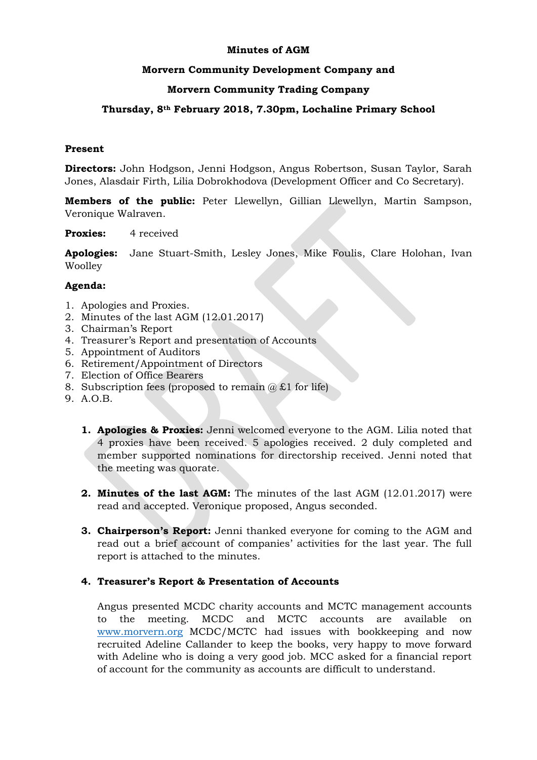**Minutes of AGM**

**Morvern Community Development Company and**

**Morvern Community Trading Company**

**Thursday, 8th February 2018, 7.30pm, Lochaline Primary School**

**Present**

**Directors:** John Hodgson, Jenni Hodgson, Angus Robertson, Susan Taylor, Sarah Jones, Alasdair Firth, Lilia Dobrokhodova (Development Officer and Co Secretary).

**Members of the public:** Peter Llewellyn, Gillian Llewellyn, Martin Sampson, Veronique Walraven.

**Proxies:** 4 received

**Apologies:** Jane Stuart-Smith, Lesley Jones, Mike Foulis, Clare Holohan, Ivan Woolley

**Agenda:**

1. Apologies and Proxies.
2. Minutes of the last AGM (12.01.2017)
3. Chairman's Report
4. Treasurer's Report and presentation of Accounts
5. Appointment of Auditors
6. Retirement/Appointment of Directors
7. Election of Office Bearers
8. Subscription fees (proposed to remain @ £1 for life)
9. A.O.B.

1. **Apologies & Proxies:** Jenni welcomed everyone to the AGM. Lilia noted that 4 proxies have been received. 5 apologies received. 2 duly completed and member supported nominations for directorship received. Jenni noted that the meeting was quorate.

2. **Minutes of the last AGM:** The minutes of the last AGM (12.01.2017) were read and accepted. Veronique proposed, Angus seconded.

3. **Chairperson's Report:** Jenni thanked everyone for coming to the AGM and read out a brief account of companies' activities for the last year. The full report is attached to the minutes.

4. **Treasurer's Report & Presentation of Accounts**

   Angus presented MCDC charity accounts and MCTC management accounts to the meeting. MCDC and MCTC accounts are available on www.morvern.org MCDC/MCTC had issues with bookkeeping and now recruited Adeline Callander to keep the books, very happy to move forward with Adeline who is doing a very good job. MCC asked for a financial report of account for the community as accounts are difficult to understand.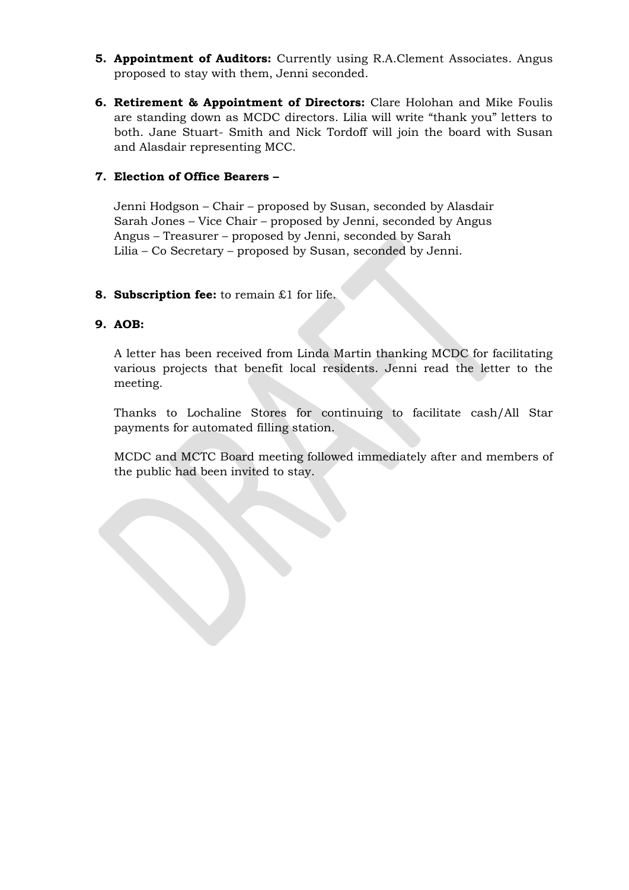5. **Appointment of Auditors:** Currently using R.A.Clement Associates. Angus proposed to stay with them, Jenni seconded.

6. **Retirement & Appointment of Directors:** Clare Holohan and Mike Foulis are standing down as MCDC directors. Lilia will write "thank you" letters to both. Jane Stuart- Smith and Nick Tordoff will join the board with Susan and Alasdair representing MCC.

7. **Election of Office Bearers –**

   Jenni Hodgson – Chair – proposed by Susan, seconded by Alasdair
   Sarah Jones – Vice Chair – proposed by Jenni, seconded by Angus
   Angus – Treasurer – proposed by Jenni, seconded by Sarah
   Lilia – Co Secretary – proposed by Susan, seconded by Jenni.

8. **Subscription fee:** to remain £1 for life.

9. **AOB:**

   A letter has been received from Linda Martin thanking MCDC for facilitating various projects that benefit local residents. Jenni read the letter to the meeting.

   Thanks to Lochaline Stores for continuing to facilitate cash/All Star payments for automated filling station.

   MCDC and MCTC Board meeting followed immediately after and members of the public had been invited to stay.